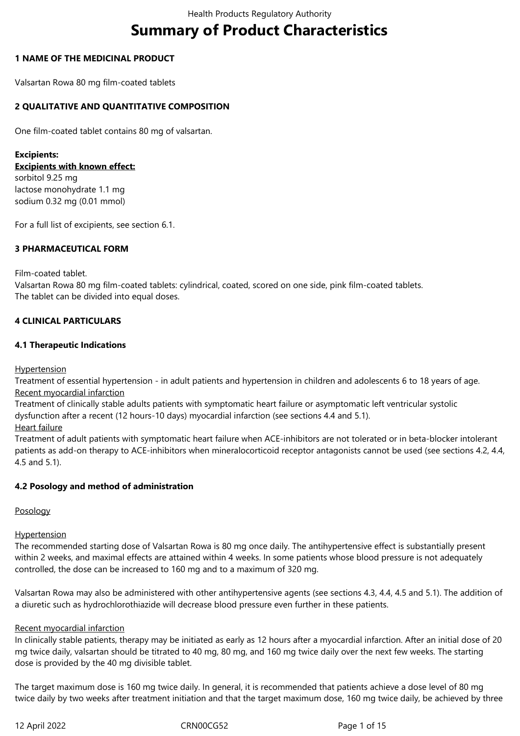# Summary of Product Characteristics

## 1 NAME OF THE MEDICINAL PRODUCT

Valsartan Rowa 80 mg film-coated tablets

## 2 QUALITATIVE AND QUANTITATIVE COMPOSITION

One film-coated tablet contains 80 mg of valsartan.

**Excipients:**
**Excipients with known effect:**
sorbitol 9.25 mg
lactose monohydrate 1.1 mg
sodium 0.32 mg (0.01 mmol)

For a full list of excipients, see section 6.1.

## 3 PHARMACEUTICAL FORM

Film-coated tablet.
Valsartan Rowa 80 mg film-coated tablets: cylindrical, coated, scored on one side, pink film-coated tablets.
The tablet can be divided into equal doses.

## 4 CLINICAL PARTICULARS

### 4.1 Therapeutic Indications

Hypertension
Treatment of essential hypertension - in adult patients and hypertension in children and adolescents 6 to 18 years of age.
Recent myocardial infarction
Treatment of clinically stable adults patients with symptomatic heart failure or asymptomatic left ventricular systolic dysfunction after a recent (12 hours-10 days) myocardial infarction (see sections 4.4 and 5.1).
Heart failure
Treatment of adult patients with symptomatic heart failure when ACE-inhibitors are not tolerated or in beta-blocker intolerant patients as add-on therapy to ACE-inhibitors when mineralocorticoid receptor antagonists cannot be used (see sections 4.2, 4.4, 4.5 and 5.1).

### 4.2 Posology and method of administration

Posology

Hypertension
The recommended starting dose of Valsartan Rowa is 80 mg once daily. The antihypertensive effect is substantially present within 2 weeks, and maximal effects are attained within 4 weeks. In some patients whose blood pressure is not adequately controlled, the dose can be increased to 160 mg and to a maximum of 320 mg.

Valsartan Rowa may also be administered with other antihypertensive agents (see sections 4.3, 4.4, 4.5 and 5.1). The addition of a diuretic such as hydrochlorothiazide will decrease blood pressure even further in these patients.

Recent myocardial infarction
In clinically stable patients, therapy may be initiated as early as 12 hours after a myocardial infarction. After an initial dose of 20 mg twice daily, valsartan should be titrated to 40 mg, 80 mg, and 160 mg twice daily over the next few weeks. The starting dose is provided by the 40 mg divisible tablet.

The target maximum dose is 160 mg twice daily. In general, it is recommended that patients achieve a dose level of 80 mg twice daily by two weeks after treatment initiation and that the target maximum dose, 160 mg twice daily, be achieved by three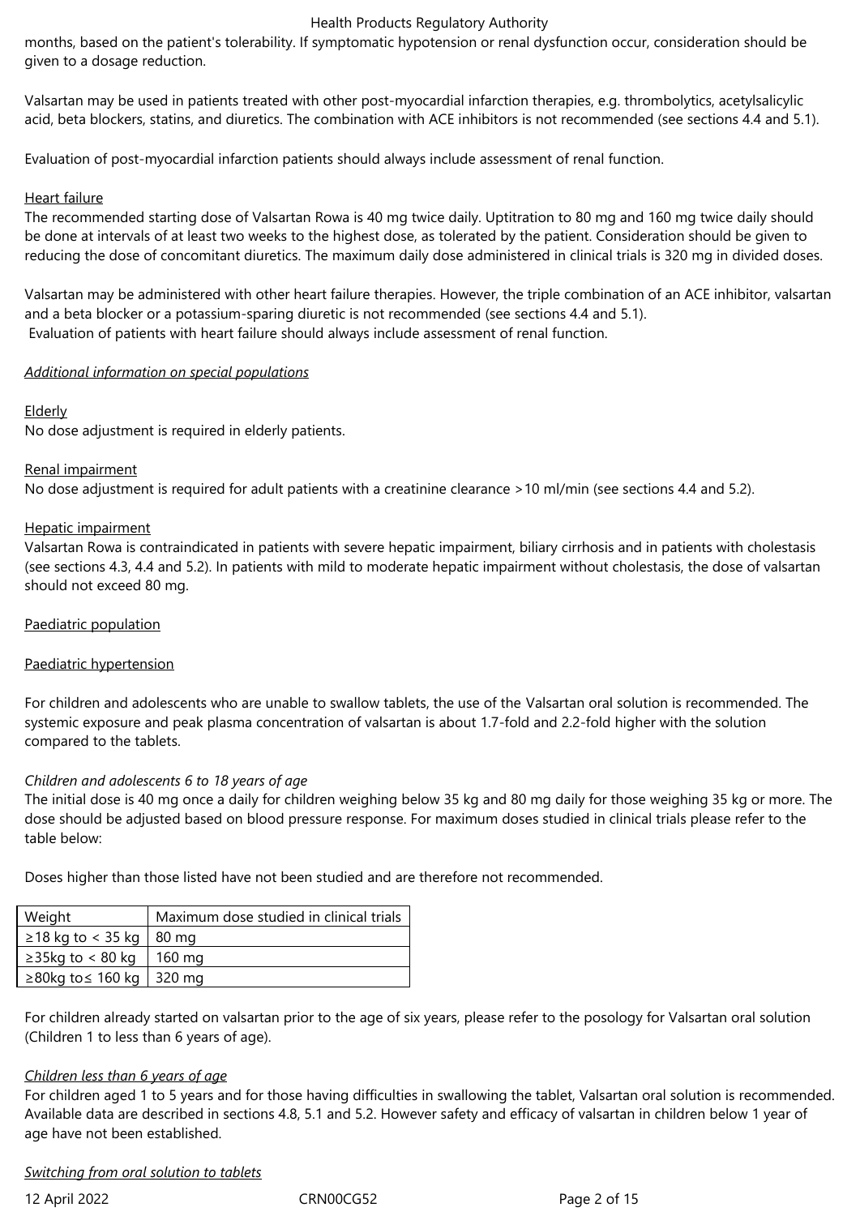months, based on the patient's tolerability. If symptomatic hypotension or renal dysfunction occur, consideration should be given to a dosage reduction.

Valsartan may be used in patients treated with other post-myocardial infarction therapies, e.g. thrombolytics, acetylsalicylic acid, beta blockers, statins, and diuretics. The combination with ACE inhibitors is not recommended (see sections 4.4 and 5.1).

Evaluation of post-myocardial infarction patients should always include assessment of renal function.

Heart failure

The recommended starting dose of Valsartan Rowa is 40 mg twice daily. Uptitration to 80 mg and 160 mg twice daily should be done at intervals of at least two weeks to the highest dose, as tolerated by the patient. Consideration should be given to reducing the dose of concomitant diuretics. The maximum daily dose administered in clinical trials is 320 mg in divided doses.

Valsartan may be administered with other heart failure therapies. However, the triple combination of an ACE inhibitor, valsartan and a beta blocker or a potassium-sparing diuretic is not recommended (see sections 4.4 and 5.1).
Evaluation of patients with heart failure should always include assessment of renal function.

*Additional information on special populations*

Elderly

No dose adjustment is required in elderly patients.

Renal impairment

No dose adjustment is required for adult patients with a creatinine clearance >10 ml/min (see sections 4.4 and 5.2).

Hepatic impairment

Valsartan Rowa is contraindicated in patients with severe hepatic impairment, biliary cirrhosis and in patients with cholestasis (see sections 4.3, 4.4 and 5.2). In patients with mild to moderate hepatic impairment without cholestasis, the dose of valsartan should not exceed 80 mg.

Paediatric population

Paediatric hypertension

For children and adolescents who are unable to swallow tablets, the use of the Valsartan oral solution is recommended. The systemic exposure and peak plasma concentration of valsartan is about 1.7-fold and 2.2-fold higher with the solution compared to the tablets.

*Children and adolescents 6 to 18 years of age*

The initial dose is 40 mg once a daily for children weighing below 35 kg and 80 mg daily for those weighing 35 kg or more. The dose should be adjusted based on blood pressure response. For maximum doses studied in clinical trials please refer to the table below:

Doses higher than those listed have not been studied and are therefore not recommended.

| Weight | Maximum dose studied in clinical trials |
|---|---|
| ≥18 kg to < 35 kg | 80 mg |
| ≥35kg to < 80 kg | 160 mg |
| ≥80kg to≤ 160 kg | 320 mg |

For children already started on valsartan prior to the age of six years, please refer to the posology for Valsartan oral solution (Children 1 to less than 6 years of age).

*Children less than 6 years of age*

For children aged 1 to 5 years and for those having difficulties in swallowing the tablet, Valsartan oral solution is recommended. Available data are described in sections 4.8, 5.1 and 5.2. However safety and efficacy of valsartan in children below 1 year of age have not been established.

*Switching from oral solution to tablets*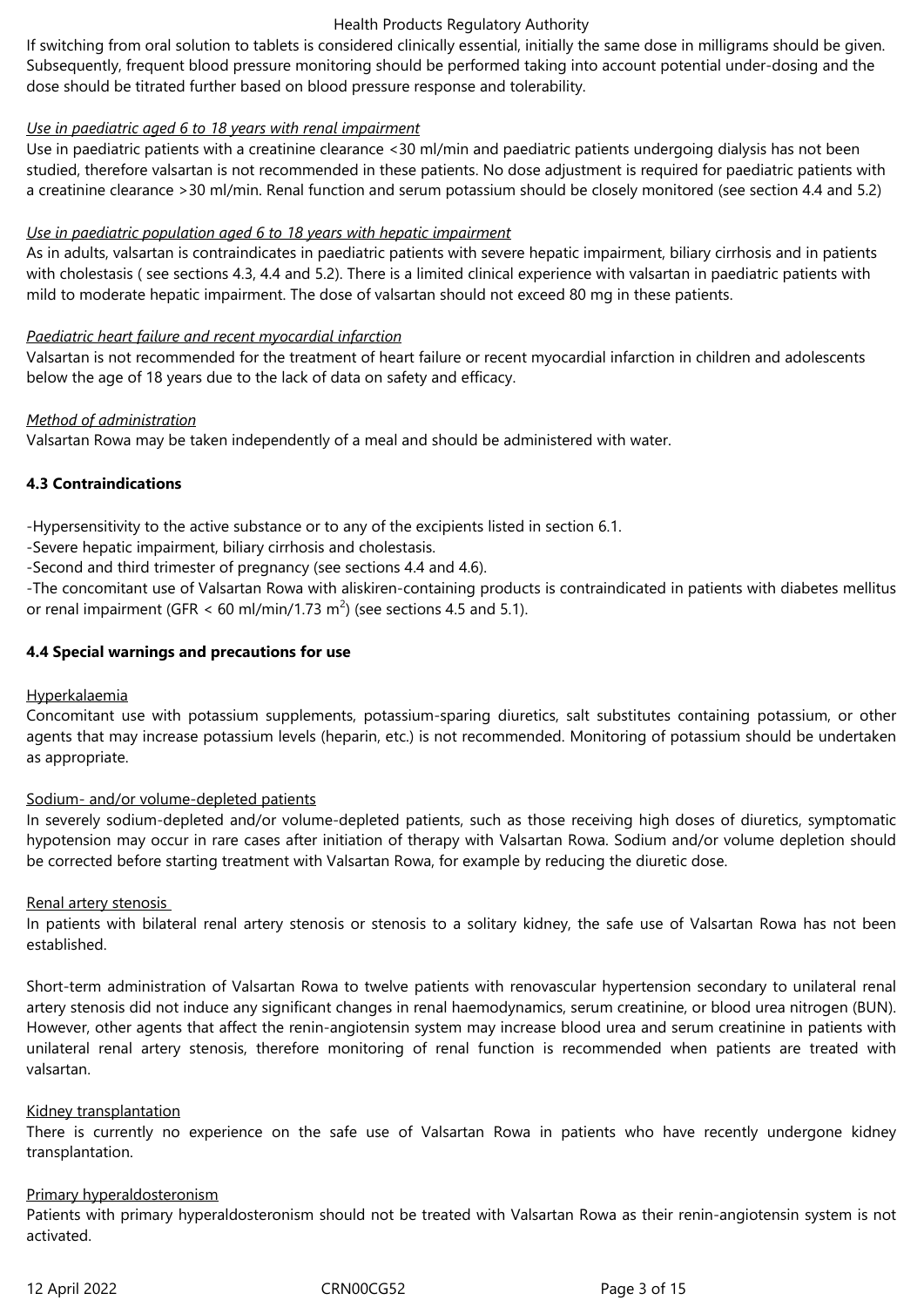If switching from oral solution to tablets is considered clinically essential, initially the same dose in milligrams should be given. Subsequently, frequent blood pressure monitoring should be performed taking into account potential under-dosing and the dose should be titrated further based on blood pressure response and tolerability.

*Use in paediatric aged 6 to 18 years with renal impairment*

Use in paediatric patients with a creatinine clearance <30 ml/min and paediatric patients undergoing dialysis has not been studied, therefore valsartan is not recommended in these patients. No dose adjustment is required for paediatric patients with a creatinine clearance >30 ml/min. Renal function and serum potassium should be closely monitored (see section 4.4 and 5.2)

*Use in paediatric population aged 6 to 18 years with hepatic impairment*

As in adults, valsartan is contraindicates in paediatric patients with severe hepatic impairment, biliary cirrhosis and in patients with cholestasis ( see sections 4.3, 4.4 and 5.2). There is a limited clinical experience with valsartan in paediatric patients with mild to moderate hepatic impairment. The dose of valsartan should not exceed 80 mg in these patients.

*Paediatric heart failure and recent myocardial infarction*

Valsartan is not recommended for the treatment of heart failure or recent myocardial infarction in children and adolescents below the age of 18 years due to the lack of data on safety and efficacy.

*Method of administration*

Valsartan Rowa may be taken independently of a meal and should be administered with water.

**4.3 Contraindications**

-Hypersensitivity to the active substance or to any of the excipients listed in section 6.1.
-Severe hepatic impairment, biliary cirrhosis and cholestasis.
-Second and third trimester of pregnancy (see sections 4.4 and 4.6).
-The concomitant use of Valsartan Rowa with aliskiren-containing products is contraindicated in patients with diabetes mellitus or renal impairment (GFR < 60 ml/min/1.73 $m^2$) (see sections 4.5 and 5.1).

**4.4 Special warnings and precautions for use**

Hyperkalaemia

Concomitant use with potassium supplements, potassium-sparing diuretics, salt substitutes containing potassium, or other agents that may increase potassium levels (heparin, etc.) is not recommended. Monitoring of potassium should be undertaken as appropriate.

Sodium- and/or volume-depleted patients

In severely sodium-depleted and/or volume-depleted patients, such as those receiving high doses of diuretics, symptomatic hypotension may occur in rare cases after initiation of therapy with Valsartan Rowa. Sodium and/or volume depletion should be corrected before starting treatment with Valsartan Rowa, for example by reducing the diuretic dose.

Renal artery stenosis

In patients with bilateral renal artery stenosis or stenosis to a solitary kidney, the safe use of Valsartan Rowa has not been established.

Short-term administration of Valsartan Rowa to twelve patients with renovascular hypertension secondary to unilateral renal artery stenosis did not induce any significant changes in renal haemodynamics, serum creatinine, or blood urea nitrogen (BUN). However, other agents that affect the renin-angiotensin system may increase blood urea and serum creatinine in patients with unilateral renal artery stenosis, therefore monitoring of renal function is recommended when patients are treated with valsartan.

Kidney transplantation

There is currently no experience on the safe use of Valsartan Rowa in patients who have recently undergone kidney transplantation.

Primary hyperaldosteronism

Patients with primary hyperaldosteronism should not be treated with Valsartan Rowa as their renin-angiotensin system is not activated.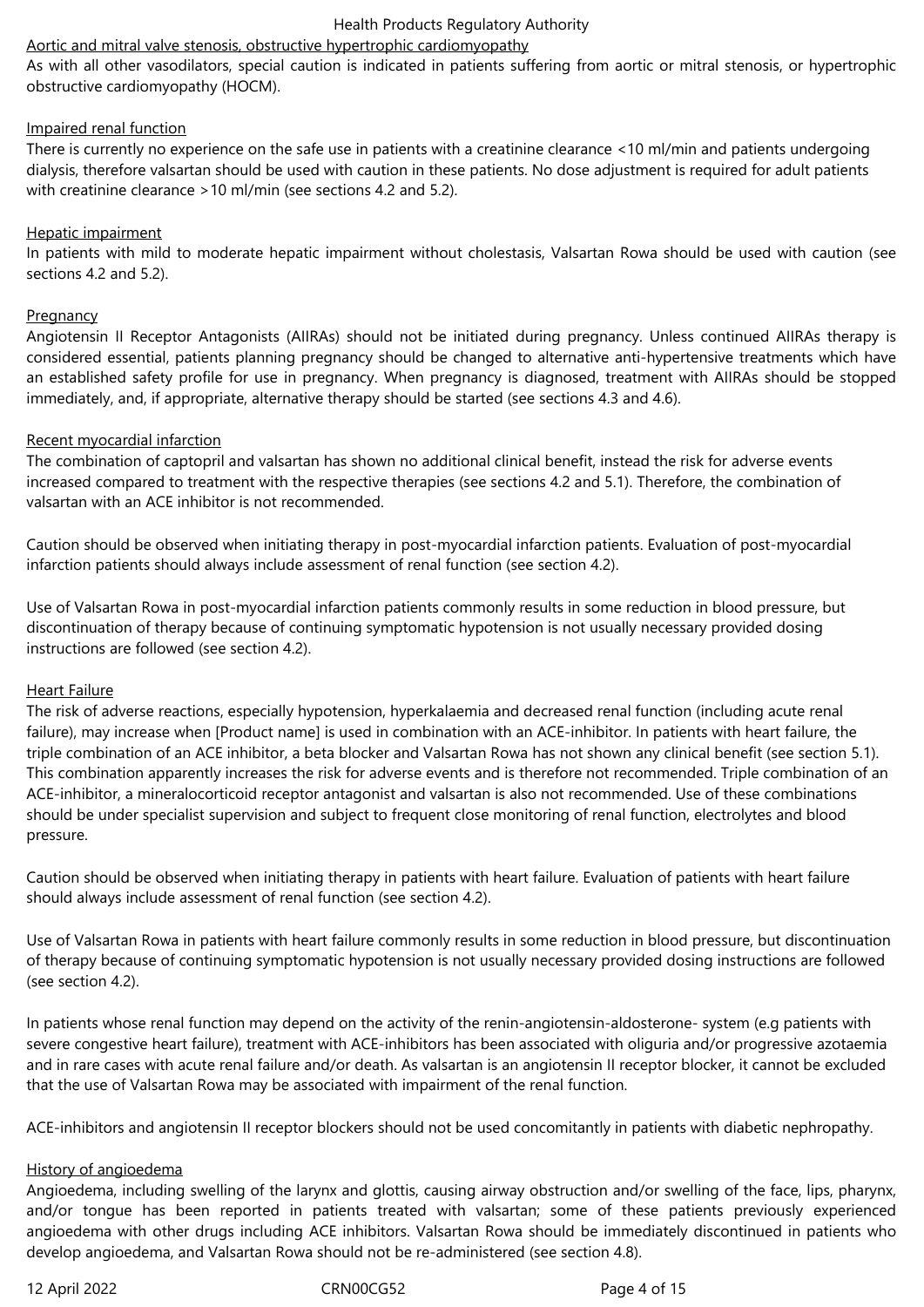Aortic and mitral valve stenosis, obstructive hypertrophic cardiomyopathy

As with all other vasodilators, special caution is indicated in patients suffering from aortic or mitral stenosis, or hypertrophic obstructive cardiomyopathy (HOCM).

Impaired renal function

There is currently no experience on the safe use in patients with a creatinine clearance <10 ml/min and patients undergoing dialysis, therefore valsartan should be used with caution in these patients. No dose adjustment is required for adult patients with creatinine clearance >10 ml/min (see sections 4.2 and 5.2).

Hepatic impairment

In patients with mild to moderate hepatic impairment without cholestasis, Valsartan Rowa should be used with caution (see sections 4.2 and 5.2).

Pregnancy

Angiotensin II Receptor Antagonists (AIIRAs) should not be initiated during pregnancy. Unless continued AIIRAs therapy is considered essential, patients planning pregnancy should be changed to alternative anti-hypertensive treatments which have an established safety profile for use in pregnancy. When pregnancy is diagnosed, treatment with AIIRAs should be stopped immediately, and, if appropriate, alternative therapy should be started (see sections 4.3 and 4.6).

Recent myocardial infarction

The combination of captopril and valsartan has shown no additional clinical benefit, instead the risk for adverse events increased compared to treatment with the respective therapies (see sections 4.2 and 5.1). Therefore, the combination of valsartan with an ACE inhibitor is not recommended.

Caution should be observed when initiating therapy in post-myocardial infarction patients. Evaluation of post-myocardial infarction patients should always include assessment of renal function (see section 4.2).

Use of Valsartan Rowa in post-myocardial infarction patients commonly results in some reduction in blood pressure, but discontinuation of therapy because of continuing symptomatic hypotension is not usually necessary provided dosing instructions are followed (see section 4.2).

Heart Failure

The risk of adverse reactions, especially hypotension, hyperkalaemia and decreased renal function (including acute renal failure), may increase when [Product name] is used in combination with an ACE-inhibitor. In patients with heart failure, the triple combination of an ACE inhibitor, a beta blocker and Valsartan Rowa has not shown any clinical benefit (see section 5.1). This combination apparently increases the risk for adverse events and is therefore not recommended. Triple combination of an ACE-inhibitor, a mineralocorticoid receptor antagonist and valsartan is also not recommended. Use of these combinations should be under specialist supervision and subject to frequent close monitoring of renal function, electrolytes and blood pressure.

Caution should be observed when initiating therapy in patients with heart failure. Evaluation of patients with heart failure should always include assessment of renal function (see section 4.2).

Use of Valsartan Rowa in patients with heart failure commonly results in some reduction in blood pressure, but discontinuation of therapy because of continuing symptomatic hypotension is not usually necessary provided dosing instructions are followed (see section 4.2).

In patients whose renal function may depend on the activity of the renin-angiotensin-aldosterone- system (e.g patients with severe congestive heart failure), treatment with ACE-inhibitors has been associated with oliguria and/or progressive azotaemia and in rare cases with acute renal failure and/or death. As valsartan is an angiotensin II receptor blocker, it cannot be excluded that the use of Valsartan Rowa may be associated with impairment of the renal function.

ACE-inhibitors and angiotensin II receptor blockers should not be used concomitantly in patients with diabetic nephropathy.

History of angioedema

Angioedema, including swelling of the larynx and glottis, causing airway obstruction and/or swelling of the face, lips, pharynx, and/or tongue has been reported in patients treated with valsartan; some of these patients previously experienced angioedema with other drugs including ACE inhibitors. Valsartan Rowa should be immediately discontinued in patients who develop angioedema, and Valsartan Rowa should not be re-administered (see section 4.8).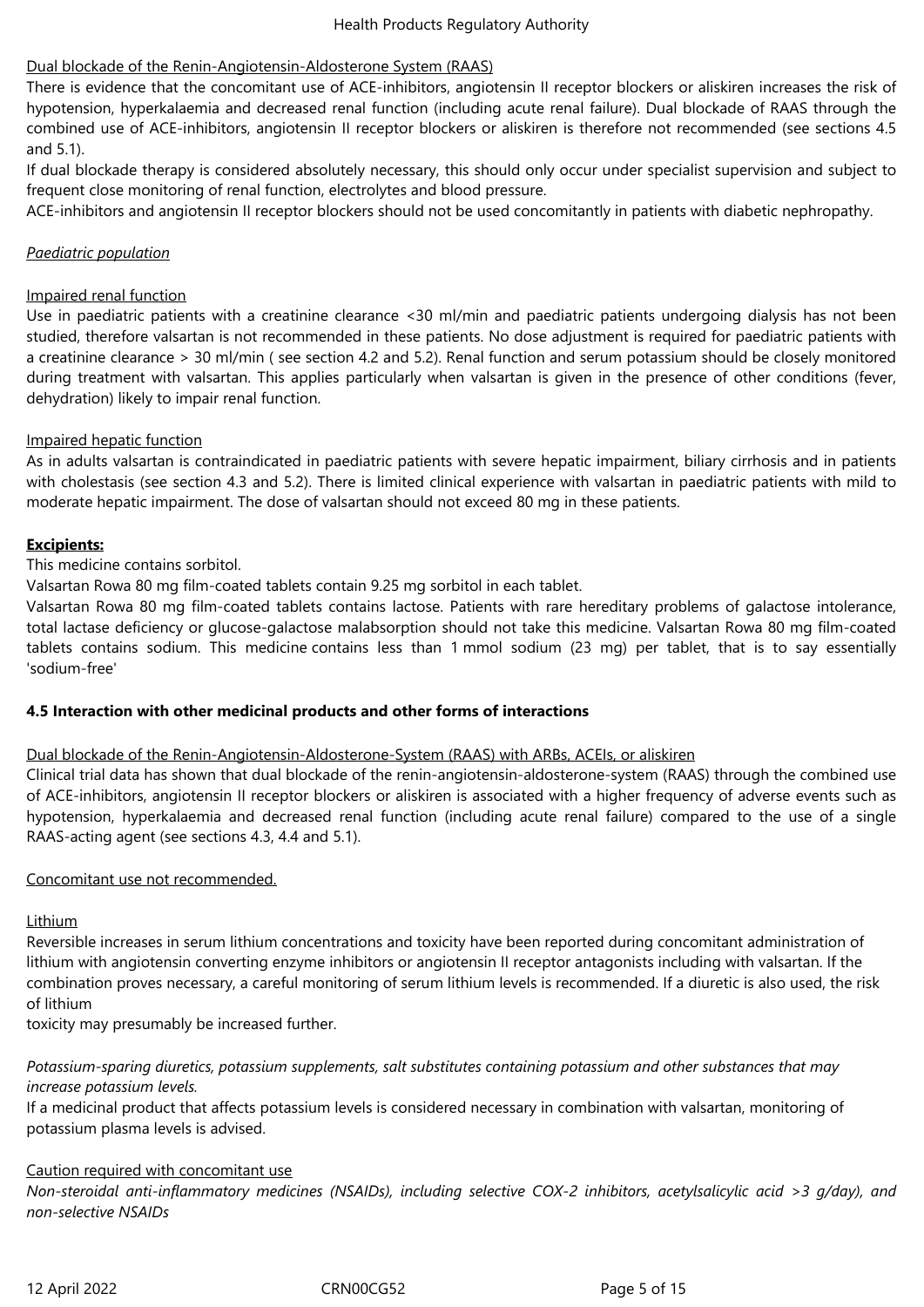Dual blockade of the Renin-Angiotensin-Aldosterone System (RAAS)

There is evidence that the concomitant use of ACE-inhibitors, angiotensin II receptor blockers or aliskiren increases the risk of hypotension, hyperkalaemia and decreased renal function (including acute renal failure). Dual blockade of RAAS through the combined use of ACE-inhibitors, angiotensin II receptor blockers or aliskiren is therefore not recommended (see sections 4.5 and 5.1).

If dual blockade therapy is considered absolutely necessary, this should only occur under specialist supervision and subject to frequent close monitoring of renal function, electrolytes and blood pressure.

ACE-inhibitors and angiotensin II receptor blockers should not be used concomitantly in patients with diabetic nephropathy.

*Paediatric population*

Impaired renal function

Use in paediatric patients with a creatinine clearance <30 ml/min and paediatric patients undergoing dialysis has not been studied, therefore valsartan is not recommended in these patients. No dose adjustment is required for paediatric patients with a creatinine clearance > 30 ml/min ( see section 4.2 and 5.2). Renal function and serum potassium should be closely monitored during treatment with valsartan. This applies particularly when valsartan is given in the presence of other conditions (fever, dehydration) likely to impair renal function.

Impaired hepatic function

As in adults valsartan is contraindicated in paediatric patients with severe hepatic impairment, biliary cirrhosis and in patients with cholestasis (see section 4.3 and 5.2). There is limited clinical experience with valsartan in paediatric patients with mild to moderate hepatic impairment. The dose of valsartan should not exceed 80 mg in these patients.

**Excipients:**

This medicine contains sorbitol.

Valsartan Rowa 80 mg film-coated tablets contain 9.25 mg sorbitol in each tablet.

Valsartan Rowa 80 mg film-coated tablets contains lactose. Patients with rare hereditary problems of galactose intolerance, total lactase deficiency or glucose-galactose malabsorption should not take this medicine. Valsartan Rowa 80 mg film-coated tablets contains sodium. This medicine contains less than 1 mmol sodium (23 mg) per tablet, that is to say essentially 'sodium-free'

### 4.5 Interaction with other medicinal products and other forms of interactions

Dual blockade of the Renin-Angiotensin-Aldosterone-System (RAAS) with ARBs, ACEIs, or aliskiren

Clinical trial data has shown that dual blockade of the renin-angiotensin-aldosterone-system (RAAS) through the combined use of ACE-inhibitors, angiotensin II receptor blockers or aliskiren is associated with a higher frequency of adverse events such as hypotension, hyperkalaemia and decreased renal function (including acute renal failure) compared to the use of a single RAAS-acting agent (see sections 4.3, 4.4 and 5.1).

Concomitant use not recommended.

Lithium

Reversible increases in serum lithium concentrations and toxicity have been reported during concomitant administration of lithium with angiotensin converting enzyme inhibitors or angiotensin II receptor antagonists including with valsartan. If the combination proves necessary, a careful monitoring of serum lithium levels is recommended. If a diuretic is also used, the risk of lithium toxicity may presumably be increased further.

*Potassium-sparing diuretics, potassium supplements, salt substitutes containing potassium and other substances that may increase potassium levels.*

If a medicinal product that affects potassium levels is considered necessary in combination with valsartan, monitoring of potassium plasma levels is advised.

Caution required with concomitant use

*Non-steroidal anti-inflammatory medicines (NSAIDs), including selective COX-2 inhibitors, acetylsalicylic acid >3 g/day), and non-selective NSAIDs*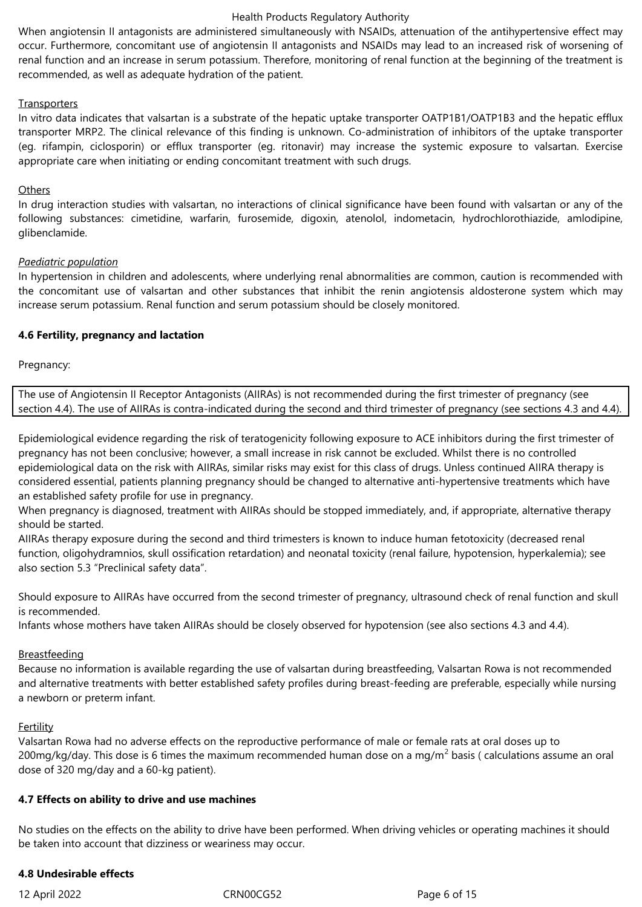When angiotensin II antagonists are administered simultaneously with NSAIDs, attenuation of the antihypertensive effect may occur. Furthermore, concomitant use of angiotensin II antagonists and NSAIDs may lead to an increased risk of worsening of renal function and an increase in serum potassium. Therefore, monitoring of renal function at the beginning of the treatment is recommended, as well as adequate hydration of the patient.

Transporters

In vitro data indicates that valsartan is a substrate of the hepatic uptake transporter OATP1B1/OATP1B3 and the hepatic efflux transporter MRP2. The clinical relevance of this finding is unknown. Co-administration of inhibitors of the uptake transporter (eg. rifampin, ciclosporin) or efflux transporter (eg. ritonavir) may increase the systemic exposure to valsartan. Exercise appropriate care when initiating or ending concomitant treatment with such drugs.

Others

In drug interaction studies with valsartan, no interactions of clinical significance have been found with valsartan or any of the following substances: cimetidine, warfarin, furosemide, digoxin, atenolol, indometacin, hydrochlorothiazide, amlodipine, glibenclamide.

*Paediatric population*

In hypertension in children and adolescents, where underlying renal abnormalities are common, caution is recommended with the concomitant use of valsartan and other substances that inhibit the renin angiotensis aldosterone system which may increase serum potassium. Renal function and serum potassium should be closely monitored.

**4.6 Fertility, pregnancy and lactation**

Pregnancy:

| The use of Angiotensin II Receptor Antagonists (AIIRAs) is not recommended during the first trimester of pregnancy (see section 4.4). The use of AIIRAs is contra-indicated during the second and third trimester of pregnancy (see sections 4.3 and 4.4). |
|---|

Epidemiological evidence regarding the risk of teratogenicity following exposure to ACE inhibitors during the first trimester of pregnancy has not been conclusive; however, a small increase in risk cannot be excluded. Whilst there is no controlled epidemiological data on the risk with AIIRAs, similar risks may exist for this class of drugs. Unless continued AIIRA therapy is considered essential, patients planning pregnancy should be changed to alternative anti-hypertensive treatments which have an established safety profile for use in pregnancy.
When pregnancy is diagnosed, treatment with AIIRAs should be stopped immediately, and, if appropriate, alternative therapy should be started.
AIIRAs therapy exposure during the second and third trimesters is known to induce human fetotoxicity (decreased renal function, oligohydramnios, skull ossification retardation) and neonatal toxicity (renal failure, hypotension, hyperkalemia); see also section 5.3 "Preclinical safety data".

Should exposure to AIIRAs have occurred from the second trimester of pregnancy, ultrasound check of renal function and skull is recommended.
Infants whose mothers have taken AIIRAs should be closely observed for hypotension (see also sections 4.3 and 4.4).

Breastfeeding

Because no information is available regarding the use of valsartan during breastfeeding, Valsartan Rowa is not recommended and alternative treatments with better established safety profiles during breast-feeding are preferable, especially while nursing a newborn or preterm infant.

Fertility

Valsartan Rowa had no adverse effects on the reproductive performance of male or female rats at oral doses up to 200mg/kg/day. This dose is 6 times the maximum recommended human dose on a mg/$m^2$ basis ( calculations assume an oral dose of 320 mg/day and a 60-kg patient).

**4.7 Effects on ability to drive and use machines**

No studies on the effects on the ability to drive have been performed. When driving vehicles or operating machines it should be taken into account that dizziness or weariness may occur.

**4.8 Undesirable effects**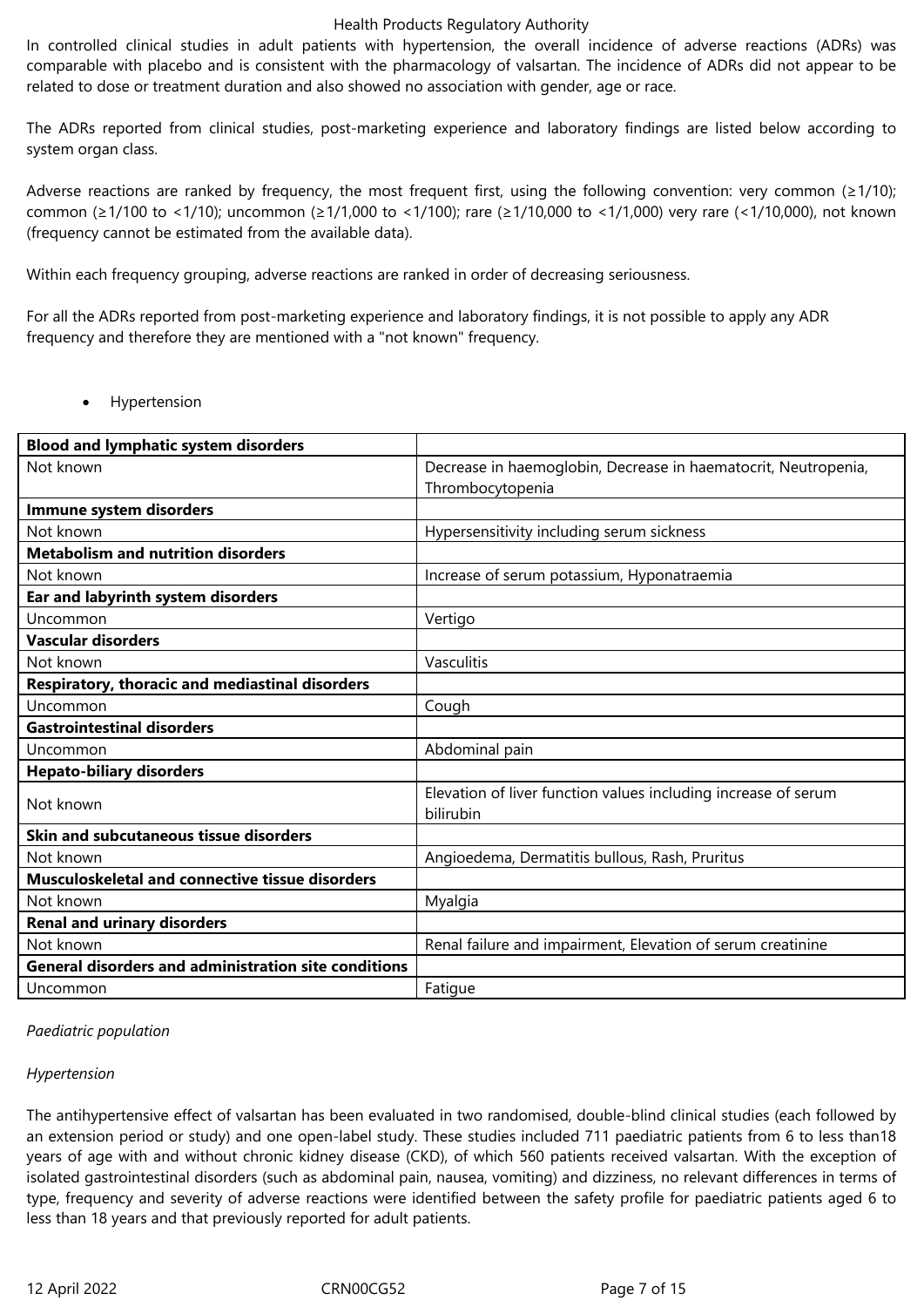In controlled clinical studies in adult patients with hypertension, the overall incidence of adverse reactions (ADRs) was comparable with placebo and is consistent with the pharmacology of valsartan. The incidence of ADRs did not appear to be related to dose or treatment duration and also showed no association with gender, age or race.

The ADRs reported from clinical studies, post-marketing experience and laboratory findings are listed below according to system organ class.

Adverse reactions are ranked by frequency, the most frequent first, using the following convention: very common (≥1/10); common (≥1/100 to <1/10); uncommon (≥1/1,000 to <1/100); rare (≥1/10,000 to <1/1,000) very rare (<1/10,000), not known (frequency cannot be estimated from the available data).

Within each frequency grouping, adverse reactions are ranked in order of decreasing seriousness.

For all the ADRs reported from post-marketing experience and laboratory findings, it is not possible to apply any ADR frequency and therefore they are mentioned with a "not known" frequency.

- Hypertension

| **Blood and lymphatic system disorders** | |
|---|---|
| Not known | Decrease in haemoglobin, Decrease in haematocrit, Neutropenia, Thrombocytopenia |
| **Immune system disorders** | |
| Not known | Hypersensitivity including serum sickness |
| **Metabolism and nutrition disorders** | |
| Not known | Increase of serum potassium, Hyponatraemia |
| **Ear and labyrinth system disorders** | |
| Uncommon | Vertigo |
| **Vascular disorders** | |
| Not known | Vasculitis |
| **Respiratory, thoracic and mediastinal disorders** | |
| Uncommon | Cough |
| **Gastrointestinal disorders** | |
| Uncommon | Abdominal pain |
| **Hepato-biliary disorders** | |
| Not known | Elevation of liver function values including increase of serum bilirubin |
| **Skin and subcutaneous tissue disorders** | |
| Not known | Angioedema, Dermatitis bullous, Rash, Pruritus |
| **Musculoskeletal and connective tissue disorders** | |
| Not known | Myalgia |
| **Renal and urinary disorders** | |
| Not known | Renal failure and impairment, Elevation of serum creatinine |
| **General disorders and administration site conditions** | |
| Uncommon | Fatigue |

*Paediatric population*

*Hypertension*

The antihypertensive effect of valsartan has been evaluated in two randomised, double-blind clinical studies (each followed by an extension period or study) and one open-label study. These studies included 711 paediatric patients from 6 to less than18 years of age with and without chronic kidney disease (CKD), of which 560 patients received valsartan. With the exception of isolated gastrointestinal disorders (such as abdominal pain, nausea, vomiting) and dizziness, no relevant differences in terms of type, frequency and severity of adverse reactions were identified between the safety profile for paediatric patients aged 6 to less than 18 years and that previously reported for adult patients.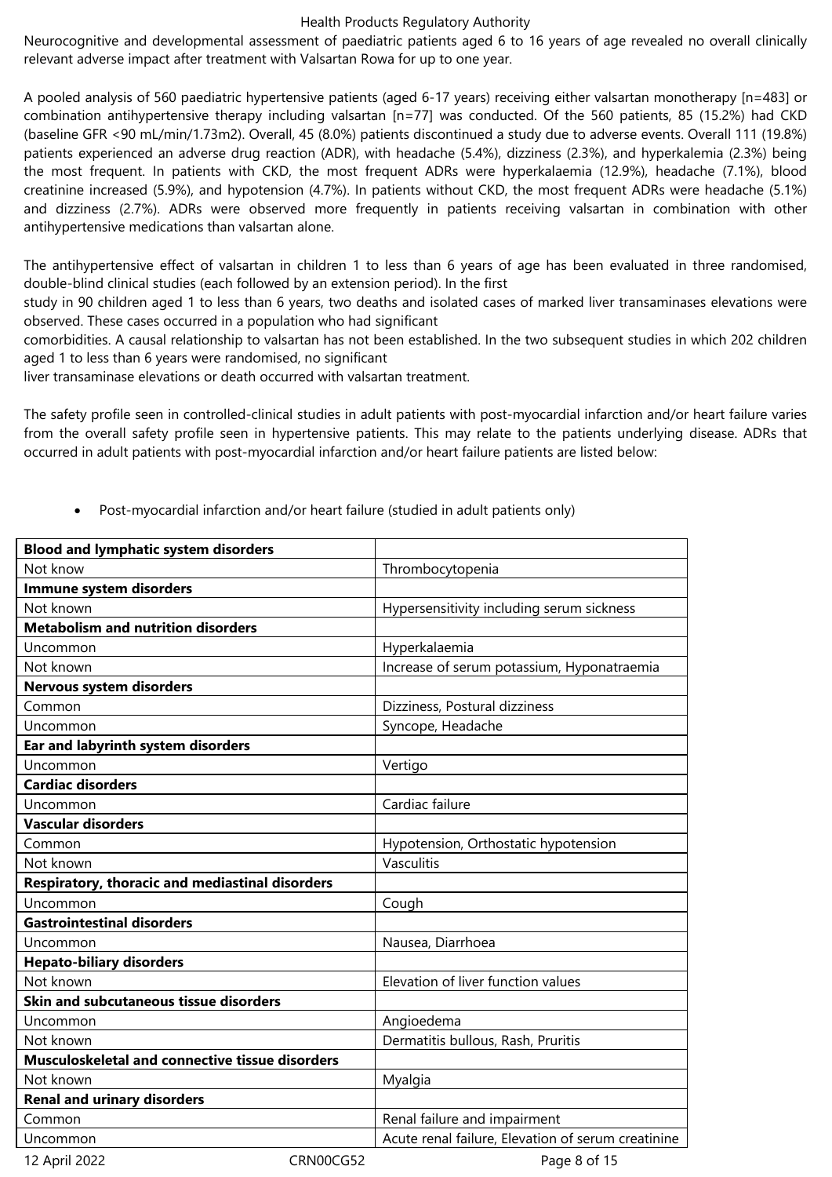Neurocognitive and developmental assessment of paediatric patients aged 6 to 16 years of age revealed no overall clinically relevant adverse impact after treatment with Valsartan Rowa for up to one year.

A pooled analysis of 560 paediatric hypertensive patients (aged 6-17 years) receiving either valsartan monotherapy [n=483] or combination antihypertensive therapy including valsartan [n=77] was conducted. Of the 560 patients, 85 (15.2%) had CKD (baseline GFR <90 mL/min/1.73m2). Overall, 45 (8.0%) patients discontinued a study due to adverse events. Overall 111 (19.8%) patients experienced an adverse drug reaction (ADR), with headache (5.4%), dizziness (2.3%), and hyperkalemia (2.3%) being the most frequent. In patients with CKD, the most frequent ADRs were hyperkalaemia (12.9%), headache (7.1%), blood creatinine increased (5.9%), and hypotension (4.7%). In patients without CKD, the most frequent ADRs were headache (5.1%) and dizziness (2.7%). ADRs were observed more frequently in patients receiving valsartan in combination with other antihypertensive medications than valsartan alone.

The antihypertensive effect of valsartan in children 1 to less than 6 years of age has been evaluated in three randomised, double-blind clinical studies (each followed by an extension period). In the first study in 90 children aged 1 to less than 6 years, two deaths and isolated cases of marked liver transaminases elevations were observed. These cases occurred in a population who had significant comorbidities. A causal relationship to valsartan has not been established. In the two subsequent studies in which 202 children aged 1 to less than 6 years were randomised, no significant liver transaminase elevations or death occurred with valsartan treatment.

The safety profile seen in controlled-clinical studies in adult patients with post-myocardial infarction and/or heart failure varies from the overall safety profile seen in hypertensive patients. This may relate to the patients underlying disease. ADRs that occurred in adult patients with post-myocardial infarction and/or heart failure patients are listed below:

- Post-myocardial infarction and/or heart failure (studied in adult patients only)

| **Blood and lymphatic system disorders** | |
|---|---|
| Not know | Thrombocytopenia |
| **Immune system disorders** | |
| Not known | Hypersensitivity including serum sickness |
| **Metabolism and nutrition disorders** | |
| Uncommon | Hyperkalaemia |
| Not known | Increase of serum potassium, Hyponatraemia |
| **Nervous system disorders** | |
| Common | Dizziness, Postural dizziness |
| Uncommon | Syncope, Headache |
| **Ear and labyrinth system disorders** | |
| Uncommon | Vertigo |
| **Cardiac disorders** | |
| Uncommon | Cardiac failure |
| **Vascular disorders** | |
| Common | Hypotension, Orthostatic hypotension |
| Not known | Vasculitis |
| **Respiratory, thoracic and mediastinal disorders** | |
| Uncommon | Cough |
| **Gastrointestinal disorders** | |
| Uncommon | Nausea, Diarrhoea |
| **Hepato-biliary disorders** | |
| Not known | Elevation of liver function values |
| **Skin and subcutaneous tissue disorders** | |
| Uncommon | Angioedema |
| Not known | Dermatitis bullous, Rash, Pruritis |
| **Musculoskeletal and connective tissue disorders** | |
| Not known | Myalgia |
| **Renal and urinary disorders** | |
| Common | Renal failure and impairment |
| Uncommon | Acute renal failure, Elevation of serum creatinine |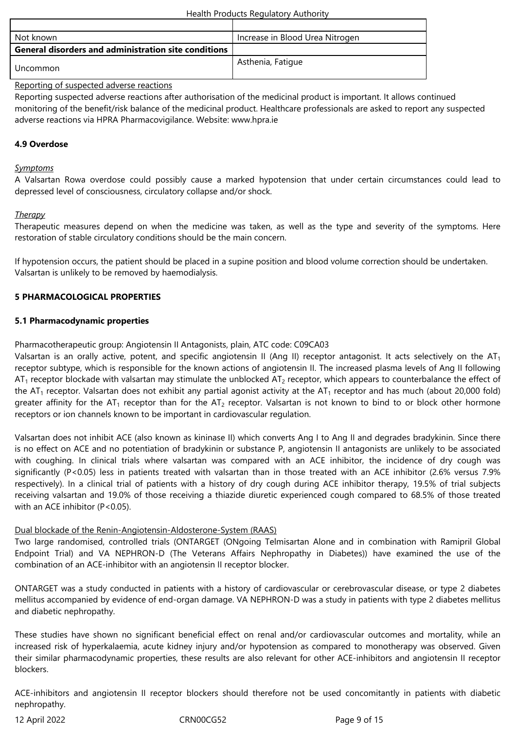| | |
|---|---|
| Not known | Increase in Blood Urea Nitrogen |
| **General disorders and administration site conditions** | |
| Uncommon | Asthenia, Fatigue |

Reporting of suspected adverse reactions

Reporting suspected adverse reactions after authorisation of the medicinal product is important. It allows continued monitoring of the benefit/risk balance of the medicinal product. Healthcare professionals are asked to report any suspected adverse reactions via HPRA Pharmacovigilance. Website: www.hpra.ie

### 4.9 Overdose

*Symptoms*

A Valsartan Rowa overdose could possibly cause a marked hypotension that under certain circumstances could lead to depressed level of consciousness, circulatory collapse and/or shock.

*Therapy*

Therapeutic measures depend on when the medicine was taken, as well as the type and severity of the symptoms. Here restoration of stable circulatory conditions should be the main concern.

If hypotension occurs, the patient should be placed in a supine position and blood volume correction should be undertaken. Valsartan is unlikely to be removed by haemodialysis.

## 5 PHARMACOLOGICAL PROPERTIES

### 5.1 Pharmacodynamic properties

Pharmacotherapeutic group: Angiotensin II Antagonists, plain, ATC code: C09CA03

Valsartan is an orally active, potent, and specific angiotensin II (Ang II) receptor antagonist. It acts selectively on the $AT_1$ receptor subtype, which is responsible for the known actions of angiotensin II. The increased plasma levels of Ang II following $AT_1$ receptor blockade with valsartan may stimulate the unblocked $AT_2$ receptor, which appears to counterbalance the effect of the $AT_1$ receptor. Valsartan does not exhibit any partial agonist activity at the $AT_1$ receptor and has much (about 20,000 fold) greater affinity for the $AT_1$ receptor than for the $AT_2$ receptor. Valsartan is not known to bind to or block other hormone receptors or ion channels known to be important in cardiovascular regulation.

Valsartan does not inhibit ACE (also known as kininase II) which converts Ang I to Ang II and degrades bradykinin. Since there is no effect on ACE and no potentiation of bradykinin or substance P, angiotensin II antagonists are unlikely to be associated with coughing. In clinical trials where valsartan was compared with an ACE inhibitor, the incidence of dry cough was significantly ($P<0.05$) less in patients treated with valsartan than in those treated with an ACE inhibitor (2.6% versus 7.9% respectively). In a clinical trial of patients with a history of dry cough during ACE inhibitor therapy, 19.5% of trial subjects receiving valsartan and 19.0% of those receiving a thiazide diuretic experienced cough compared to 68.5% of those treated with an ACE inhibitor ($P<0.05$).

Dual blockade of the Renin-Angiotensin-Aldosterone-System (RAAS)

Two large randomised, controlled trials (ONTARGET (ONgoing Telmisartan Alone and in combination with Ramipril Global Endpoint Trial) and VA NEPHRON-D (The Veterans Affairs Nephropathy in Diabetes)) have examined the use of the combination of an ACE-inhibitor with an angiotensin II receptor blocker.

ONTARGET was a study conducted in patients with a history of cardiovascular or cerebrovascular disease, or type 2 diabetes mellitus accompanied by evidence of end-organ damage. VA NEPHRON-D was a study in patients with type 2 diabetes mellitus and diabetic nephropathy.

These studies have shown no significant beneficial effect on renal and/or cardiovascular outcomes and mortality, while an increased risk of hyperkalaemia, acute kidney injury and/or hypotension as compared to monotherapy was observed. Given their similar pharmacodynamic properties, these results are also relevant for other ACE-inhibitors and angiotensin II receptor blockers.

ACE-inhibitors and angiotensin II receptor blockers should therefore not be used concomitantly in patients with diabetic nephropathy.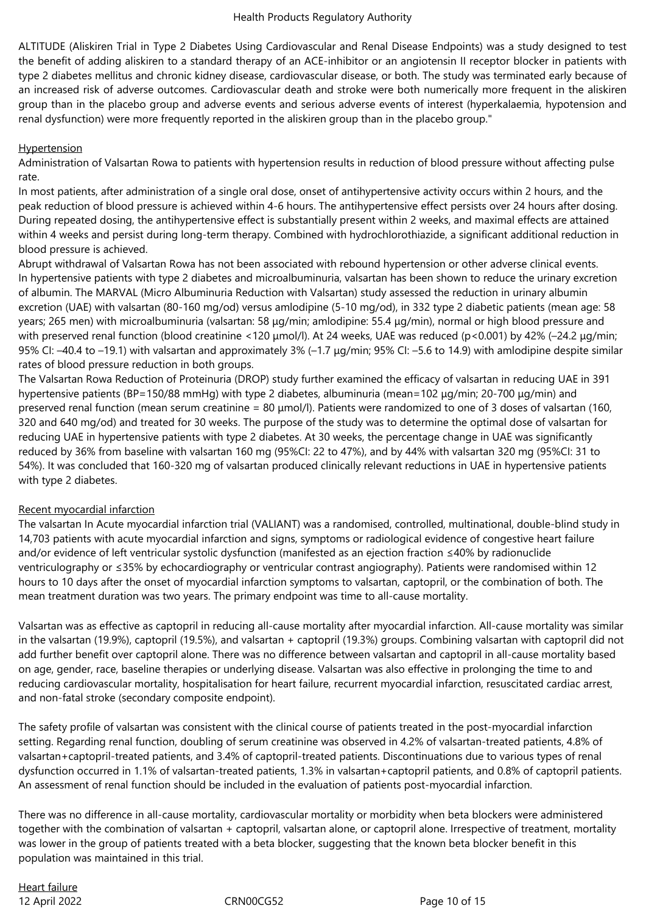ALTITUDE (Aliskiren Trial in Type 2 Diabetes Using Cardiovascular and Renal Disease Endpoints) was a study designed to test the benefit of adding aliskiren to a standard therapy of an ACE-inhibitor or an angiotensin II receptor blocker in patients with type 2 diabetes mellitus and chronic kidney disease, cardiovascular disease, or both. The study was terminated early because of an increased risk of adverse outcomes. Cardiovascular death and stroke were both numerically more frequent in the aliskiren group than in the placebo group and adverse events and serious adverse events of interest (hyperkalaemia, hypotension and renal dysfunction) were more frequently reported in the aliskiren group than in the placebo group."

Hypertension

Administration of Valsartan Rowa to patients with hypertension results in reduction of blood pressure without affecting pulse rate.

In most patients, after administration of a single oral dose, onset of antihypertensive activity occurs within 2 hours, and the peak reduction of blood pressure is achieved within 4-6 hours. The antihypertensive effect persists over 24 hours after dosing. During repeated dosing, the antihypertensive effect is substantially present within 2 weeks, and maximal effects are attained within 4 weeks and persist during long-term therapy. Combined with hydrochlorothiazide, a significant additional reduction in blood pressure is achieved.

Abrupt withdrawal of Valsartan Rowa has not been associated with rebound hypertension or other adverse clinical events.

In hypertensive patients with type 2 diabetes and microalbuminuria, valsartan has been shown to reduce the urinary excretion of albumin. The MARVAL (Micro Albuminuria Reduction with Valsartan) study assessed the reduction in urinary albumin excretion (UAE) with valsartan (80-160 mg/od) versus amlodipine (5-10 mg/od), in 332 type 2 diabetic patients (mean age: 58 years; 265 men) with microalbuminuria (valsartan: 58 µg/min; amlodipine: 55.4 µg/min), normal or high blood pressure and with preserved renal function (blood creatinine <120 µmol/l). At 24 weeks, UAE was reduced ($p<0.001$) by 42% (–24.2 µg/min; 95% CI: –40.4 to –19.1) with valsartan and approximately 3% (–1.7 µg/min; 95% CI: –5.6 to 14.9) with amlodipine despite similar rates of blood pressure reduction in both groups.

The Valsartan Rowa Reduction of Proteinuria (DROP) study further examined the efficacy of valsartan in reducing UAE in 391 hypertensive patients (BP=150/88 mmHg) with type 2 diabetes, albuminuria (mean=102 µg/min; 20-700 µg/min) and preserved renal function (mean serum creatinine = 80 µmol/l). Patients were randomized to one of 3 doses of valsartan (160, 320 and 640 mg/od) and treated for 30 weeks. The purpose of the study was to determine the optimal dose of valsartan for reducing UAE in hypertensive patients with type 2 diabetes. At 30 weeks, the percentage change in UAE was significantly reduced by 36% from baseline with valsartan 160 mg (95%CI: 22 to 47%), and by 44% with valsartan 320 mg (95%CI: 31 to 54%). It was concluded that 160-320 mg of valsartan produced clinically relevant reductions in UAE in hypertensive patients with type 2 diabetes.

Recent myocardial infarction

The valsartan In Acute myocardial infarction trial (VALIANT) was a randomised, controlled, multinational, double-blind study in 14,703 patients with acute myocardial infarction and signs, symptoms or radiological evidence of congestive heart failure and/or evidence of left ventricular systolic dysfunction (manifested as an ejection fraction ≤40% by radionuclide ventriculography or ≤35% by echocardiography or ventricular contrast angiography). Patients were randomised within 12 hours to 10 days after the onset of myocardial infarction symptoms to valsartan, captopril, or the combination of both. The mean treatment duration was two years. The primary endpoint was time to all-cause mortality.

Valsartan was as effective as captopril in reducing all-cause mortality after myocardial infarction. All-cause mortality was similar in the valsartan (19.9%), captopril (19.5%), and valsartan + captopril (19.3%) groups. Combining valsartan with captopril did not add further benefit over captopril alone. There was no difference between valsartan and captopril in all-cause mortality based on age, gender, race, baseline therapies or underlying disease. Valsartan was also effective in prolonging the time to and reducing cardiovascular mortality, hospitalisation for heart failure, recurrent myocardial infarction, resuscitated cardiac arrest, and non-fatal stroke (secondary composite endpoint).

The safety profile of valsartan was consistent with the clinical course of patients treated in the post-myocardial infarction setting. Regarding renal function, doubling of serum creatinine was observed in 4.2% of valsartan-treated patients, 4.8% of valsartan+captopril-treated patients, and 3.4% of captopril-treated patients. Discontinuations due to various types of renal dysfunction occurred in 1.1% of valsartan-treated patients, 1.3% in valsartan+captopril patients, and 0.8% of captopril patients. An assessment of renal function should be included in the evaluation of patients post-myocardial infarction.

There was no difference in all-cause mortality, cardiovascular mortality or morbidity when beta blockers were administered together with the combination of valsartan + captopril, valsartan alone, or captopril alone. Irrespective of treatment, mortality was lower in the group of patients treated with a beta blocker, suggesting that the known beta blocker benefit in this population was maintained in this trial.

Heart failure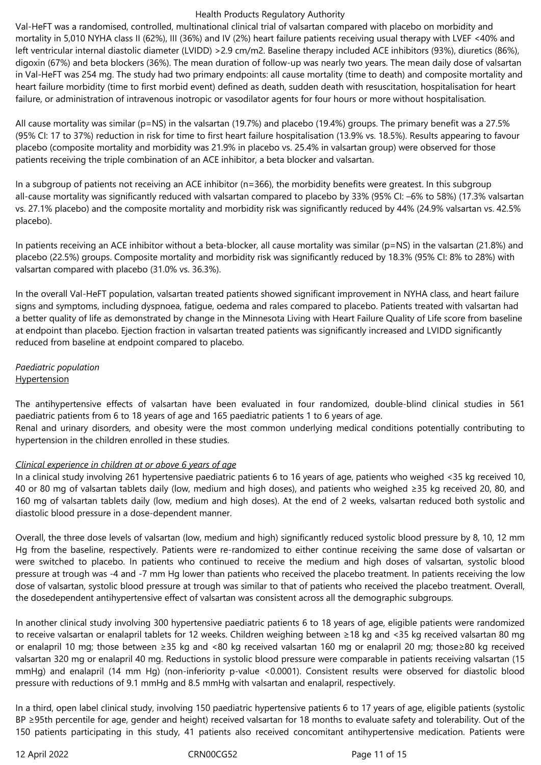Val-HeFT was a randomised, controlled, multinational clinical trial of valsartan compared with placebo on morbidity and mortality in 5,010 NYHA class II (62%), III (36%) and IV (2%) heart failure patients receiving usual therapy with LVEF <40% and left ventricular internal diastolic diameter (LVIDD) >2.9 cm/m2. Baseline therapy included ACE inhibitors (93%), diuretics (86%), digoxin (67%) and beta blockers (36%). The mean duration of follow-up was nearly two years. The mean daily dose of valsartan in Val-HeFT was 254 mg. The study had two primary endpoints: all cause mortality (time to death) and composite mortality and heart failure morbidity (time to first morbid event) defined as death, sudden death with resuscitation, hospitalisation for heart failure, or administration of intravenous inotropic or vasodilator agents for four hours or more without hospitalisation.

All cause mortality was similar (p=NS) in the valsartan (19.7%) and placebo (19.4%) groups. The primary benefit was a 27.5% (95% CI: 17 to 37%) reduction in risk for time to first heart failure hospitalisation (13.9% vs. 18.5%). Results appearing to favour placebo (composite mortality and morbidity was 21.9% in placebo vs. 25.4% in valsartan group) were observed for those patients receiving the triple combination of an ACE inhibitor, a beta blocker and valsartan.

In a subgroup of patients not receiving an ACE inhibitor (n=366), the morbidity benefits were greatest. In this subgroup all-cause mortality was significantly reduced with valsartan compared to placebo by 33% (95% CI: –6% to 58%) (17.3% valsartan vs. 27.1% placebo) and the composite mortality and morbidity risk was significantly reduced by 44% (24.9% valsartan vs. 42.5% placebo).

In patients receiving an ACE inhibitor without a beta-blocker, all cause mortality was similar (p=NS) in the valsartan (21.8%) and placebo (22.5%) groups. Composite mortality and morbidity risk was significantly reduced by 18.3% (95% CI: 8% to 28%) with valsartan compared with placebo (31.0% vs. 36.3%).

In the overall Val-HeFT population, valsartan treated patients showed significant improvement in NYHA class, and heart failure signs and symptoms, including dyspnoea, fatigue, oedema and rales compared to placebo. Patients treated with valsartan had a better quality of life as demonstrated by change in the Minnesota Living with Heart Failure Quality of Life score from baseline at endpoint than placebo. Ejection fraction in valsartan treated patients was significantly increased and LVIDD significantly reduced from baseline at endpoint compared to placebo.

*Paediatric population*

Hypertension

The antihypertensive effects of valsartan have been evaluated in four randomized, double-blind clinical studies in 561 paediatric patients from 6 to 18 years of age and 165 paediatric patients 1 to 6 years of age.
Renal and urinary disorders, and obesity were the most common underlying medical conditions potentially contributing to hypertension in the children enrolled in these studies.

*Clinical experience in children at or above 6 years of age*

In a clinical study involving 261 hypertensive paediatric patients 6 to 16 years of age, patients who weighed <35 kg received 10, 40 or 80 mg of valsartan tablets daily (low, medium and high doses), and patients who weighed ≥35 kg received 20, 80, and 160 mg of valsartan tablets daily (low, medium and high doses). At the end of 2 weeks, valsartan reduced both systolic and diastolic blood pressure in a dose-dependent manner.

Overall, the three dose levels of valsartan (low, medium and high) significantly reduced systolic blood pressure by 8, 10, 12 mm Hg from the baseline, respectively. Patients were re-randomized to either continue receiving the same dose of valsartan or were switched to placebo. In patients who continued to receive the medium and high doses of valsartan, systolic blood pressure at trough was -4 and -7 mm Hg lower than patients who received the placebo treatment. In patients receiving the low dose of valsartan, systolic blood pressure at trough was similar to that of patients who received the placebo treatment. Overall, the dosedependent antihypertensive effect of valsartan was consistent across all the demographic subgroups.

In another clinical study involving 300 hypertensive paediatric patients 6 to 18 years of age, eligible patients were randomized to receive valsartan or enalapril tablets for 12 weeks. Children weighing between ≥18 kg and <35 kg received valsartan 80 mg or enalapril 10 mg; those between ≥35 kg and <80 kg received valsartan 160 mg or enalapril 20 mg; those≥80 kg received valsartan 320 mg or enalapril 40 mg. Reductions in systolic blood pressure were comparable in patients receiving valsartan (15 mmHg) and enalapril (14 mm Hg) (non-inferiority p-value <0.0001). Consistent results were observed for diastolic blood pressure with reductions of 9.1 mmHg and 8.5 mmHg with valsartan and enalapril, respectively.

In a third, open label clinical study, involving 150 paediatric hypertensive patients 6 to 17 years of age, eligible patients (systolic BP ≥95th percentile for age, gender and height) received valsartan for 18 months to evaluate safety and tolerability. Out of the 150 patients participating in this study, 41 patients also received concomitant antihypertensive medication. Patients were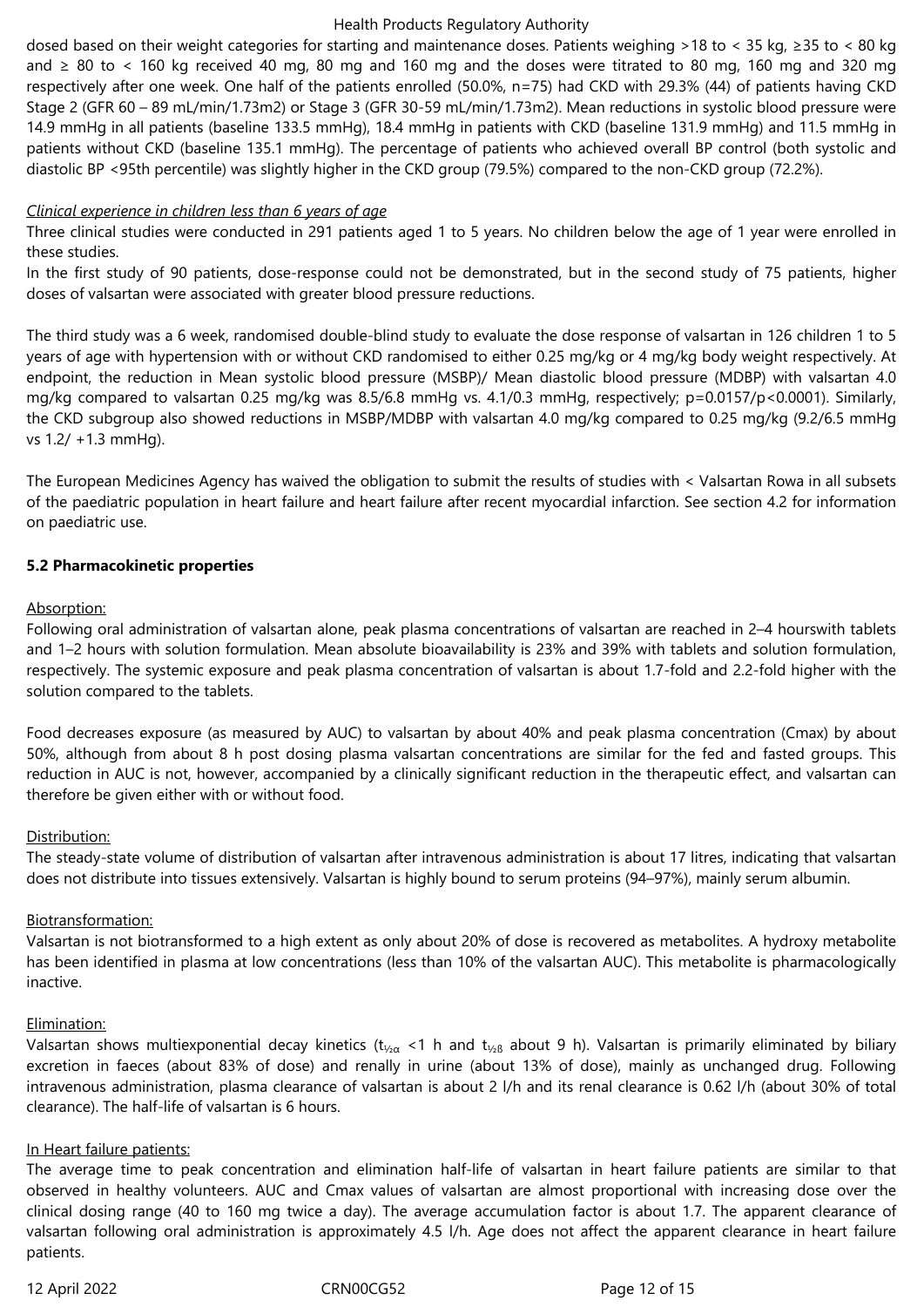dosed based on their weight categories for starting and maintenance doses. Patients weighing >18 to < 35 kg, ≥35 to < 80 kg and ≥ 80 to < 160 kg received 40 mg, 80 mg and 160 mg and the doses were titrated to 80 mg, 160 mg and 320 mg respectively after one week. One half of the patients enrolled (50.0%, n=75) had CKD with 29.3% (44) of patients having CKD Stage 2 (GFR 60 – 89 mL/min/1.73m2) or Stage 3 (GFR 30-59 mL/min/1.73m2). Mean reductions in systolic blood pressure were 14.9 mmHg in all patients (baseline 133.5 mmHg), 18.4 mmHg in patients with CKD (baseline 131.9 mmHg) and 11.5 mmHg in patients without CKD (baseline 135.1 mmHg). The percentage of patients who achieved overall BP control (both systolic and diastolic BP <95th percentile) was slightly higher in the CKD group (79.5%) compared to the non-CKD group (72.2%).

*Clinical experience in children less than 6 years of age*

Three clinical studies were conducted in 291 patients aged 1 to 5 years. No children below the age of 1 year were enrolled in these studies.

In the first study of 90 patients, dose-response could not be demonstrated, but in the second study of 75 patients, higher doses of valsartan were associated with greater blood pressure reductions.

The third study was a 6 week, randomised double-blind study to evaluate the dose response of valsartan in 126 children 1 to 5 years of age with hypertension with or without CKD randomised to either 0.25 mg/kg or 4 mg/kg body weight respectively. At endpoint, the reduction in Mean systolic blood pressure (MSBP)/ Mean diastolic blood pressure (MDBP) with valsartan 4.0 mg/kg compared to valsartan 0.25 mg/kg was 8.5/6.8 mmHg vs. 4.1/0.3 mmHg, respectively; p=0.0157/p<0.0001). Similarly, the CKD subgroup also showed reductions in MSBP/MDBP with valsartan 4.0 mg/kg compared to 0.25 mg/kg (9.2/6.5 mmHg vs 1.2/ +1.3 mmHg).

The European Medicines Agency has waived the obligation to submit the results of studies with < Valsartan Rowa in all subsets of the paediatric population in heart failure and heart failure after recent myocardial infarction. See section 4.2 for information on paediatric use.

**5.2 Pharmacokinetic properties**

Absorption:

Following oral administration of valsartan alone, peak plasma concentrations of valsartan are reached in 2–4 hourswith tablets and 1–2 hours with solution formulation. Mean absolute bioavailability is 23% and 39% with tablets and solution formulation, respectively. The systemic exposure and peak plasma concentration of valsartan is about 1.7-fold and 2.2-fold higher with the solution compared to the tablets.

Food decreases exposure (as measured by AUC) to valsartan by about 40% and peak plasma concentration (Cmax) by about 50%, although from about 8 h post dosing plasma valsartan concentrations are similar for the fed and fasted groups. This reduction in AUC is not, however, accompanied by a clinically significant reduction in the therapeutic effect, and valsartan can therefore be given either with or without food.

Distribution:

The steady-state volume of distribution of valsartan after intravenous administration is about 17 litres, indicating that valsartan does not distribute into tissues extensively. Valsartan is highly bound to serum proteins (94–97%), mainly serum albumin.

Biotransformation:

Valsartan is not biotransformed to a high extent as only about 20% of dose is recovered as metabolites. A hydroxy metabolite has been identified in plasma at low concentrations (less than 10% of the valsartan AUC). This metabolite is pharmacologically inactive.

Elimination:

Valsartan shows multiexponential decay kinetics ($t_{½\alpha}$ <1 h and $t_{½\beta}$ about 9 h). Valsartan is primarily eliminated by biliary excretion in faeces (about 83% of dose) and renally in urine (about 13% of dose), mainly as unchanged drug. Following intravenous administration, plasma clearance of valsartan is about 2 l/h and its renal clearance is 0.62 l/h (about 30% of total clearance). The half-life of valsartan is 6 hours.

In Heart failure patients:

The average time to peak concentration and elimination half-life of valsartan in heart failure patients are similar to that observed in healthy volunteers. AUC and Cmax values of valsartan are almost proportional with increasing dose over the clinical dosing range (40 to 160 mg twice a day). The average accumulation factor is about 1.7. The apparent clearance of valsartan following oral administration is approximately 4.5 l/h. Age does not affect the apparent clearance in heart failure patients.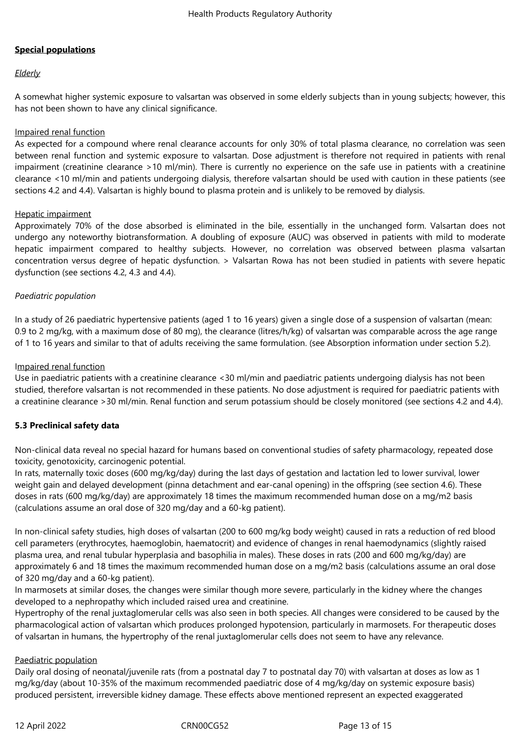**Special populations**

*Elderly*

A somewhat higher systemic exposure to valsartan was observed in some elderly subjects than in young subjects; however, this has not been shown to have any clinical significance.

Impaired renal function
As expected for a compound where renal clearance accounts for only 30% of total plasma clearance, no correlation was seen between renal function and systemic exposure to valsartan. Dose adjustment is therefore not required in patients with renal impairment (creatinine clearance >10 ml/min). There is currently no experience on the safe use in patients with a creatinine clearance <10 ml/min and patients undergoing dialysis, therefore valsartan should be used with caution in these patients (see sections 4.2 and 4.4). Valsartan is highly bound to plasma protein and is unlikely to be removed by dialysis.

Hepatic impairment
Approximately 70% of the dose absorbed is eliminated in the bile, essentially in the unchanged form. Valsartan does not undergo any noteworthy biotransformation. A doubling of exposure (AUC) was observed in patients with mild to moderate hepatic impairment compared to healthy subjects. However, no correlation was observed between plasma valsartan concentration versus degree of hepatic dysfunction. > Valsartan Rowa has not been studied in patients with severe hepatic dysfunction (see sections 4.2, 4.3 and 4.4).

*Paediatric population*

In a study of 26 paediatric hypertensive patients (aged 1 to 16 years) given a single dose of a suspension of valsartan (mean: 0.9 to 2 mg/kg, with a maximum dose of 80 mg), the clearance (litres/h/kg) of valsartan was comparable across the age range of 1 to 16 years and similar to that of adults receiving the same formulation. (see Absorption information under section 5.2).

Impaired renal function
Use in paediatric patients with a creatinine clearance <30 ml/min and paediatric patients undergoing dialysis has not been studied, therefore valsartan is not recommended in these patients. No dose adjustment is required for paediatric patients with a creatinine clearance >30 ml/min. Renal function and serum potassium should be closely monitored (see sections 4.2 and 4.4).

**5.3 Preclinical safety data**

Non-clinical data reveal no special hazard for humans based on conventional studies of safety pharmacology, repeated dose toxicity, genotoxicity, carcinogenic potential.
In rats, maternally toxic doses (600 mg/kg/day) during the last days of gestation and lactation led to lower survival, lower weight gain and delayed development (pinna detachment and ear-canal opening) in the offspring (see section 4.6). These doses in rats (600 mg/kg/day) are approximately 18 times the maximum recommended human dose on a mg/m2 basis (calculations assume an oral dose of 320 mg/day and a 60-kg patient).

In non-clinical safety studies, high doses of valsartan (200 to 600 mg/kg body weight) caused in rats a reduction of red blood cell parameters (erythrocytes, haemoglobin, haematocrit) and evidence of changes in renal haemodynamics (slightly raised plasma urea, and renal tubular hyperplasia and basophilia in males). These doses in rats (200 and 600 mg/kg/day) are approximately 6 and 18 times the maximum recommended human dose on a mg/m2 basis (calculations assume an oral dose of 320 mg/day and a 60-kg patient).
In marmosets at similar doses, the changes were similar though more severe, particularly in the kidney where the changes developed to a nephropathy which included raised urea and creatinine.
Hypertrophy of the renal juxtaglomerular cells was also seen in both species. All changes were considered to be caused by the pharmacological action of valsartan which produces prolonged hypotension, particularly in marmosets. For therapeutic doses of valsartan in humans, the hypertrophy of the renal juxtaglomerular cells does not seem to have any relevance.

Paediatric population
Daily oral dosing of neonatal/juvenile rats (from a postnatal day 7 to postnatal day 70) with valsartan at doses as low as 1 mg/kg/day (about 10-35% of the maximum recommended paediatric dose of 4 mg/kg/day on systemic exposure basis) produced persistent, irreversible kidney damage. These effects above mentioned represent an expected exaggerated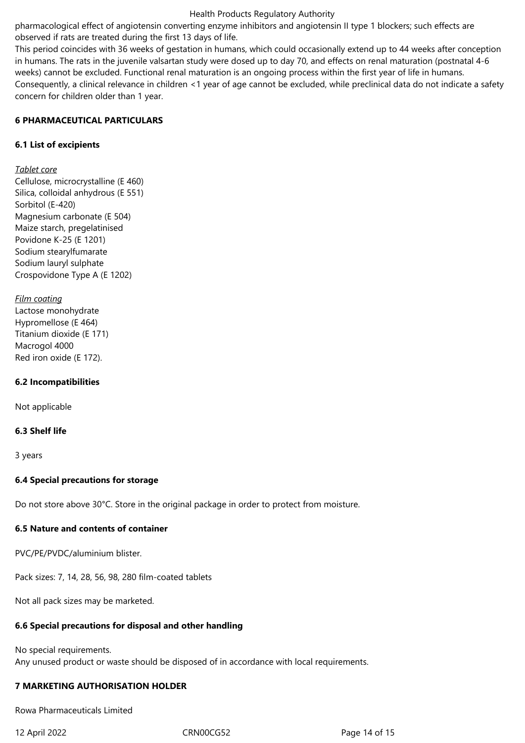pharmacological effect of angiotensin converting enzyme inhibitors and angiotensin II type 1 blockers; such effects are observed if rats are treated during the first 13 days of life.
This period coincides with 36 weeks of gestation in humans, which could occasionally extend up to 44 weeks after conception in humans. The rats in the juvenile valsartan study were dosed up to day 70, and effects on renal maturation (postnatal 4-6 weeks) cannot be excluded. Functional renal maturation is an ongoing process within the first year of life in humans. Consequently, a clinical relevance in children <1 year of age cannot be excluded, while preclinical data do not indicate a safety concern for children older than 1 year.

## 6 PHARMACEUTICAL PARTICULARS

### 6.1 List of excipients

*Tablet core*
Cellulose, microcrystalline (E 460)
Silica, colloidal anhydrous (E 551)
Sorbitol (E-420)
Magnesium carbonate (E 504)
Maize starch, pregelatinised
Povidone K-25 (E 1201)
Sodium stearylfumarate
Sodium lauryl sulphate
Crospovidone Type A (E 1202)

*Film coating*
Lactose monohydrate
Hypromellose (E 464)
Titanium dioxide (E 171)
Macrogol 4000
Red iron oxide (E 172).

### 6.2 Incompatibilities

Not applicable

### 6.3 Shelf life

3 years

### 6.4 Special precautions for storage

Do not store above 30°C. Store in the original package in order to protect from moisture.

### 6.5 Nature and contents of container

PVC/PE/PVDC/aluminium blister.

Pack sizes: 7, 14, 28, 56, 98, 280 film-coated tablets

Not all pack sizes may be marketed.

### 6.6 Special precautions for disposal and other handling

No special requirements.
Any unused product or waste should be disposed of in accordance with local requirements.

## 7 MARKETING AUTHORISATION HOLDER

Rowa Pharmaceuticals Limited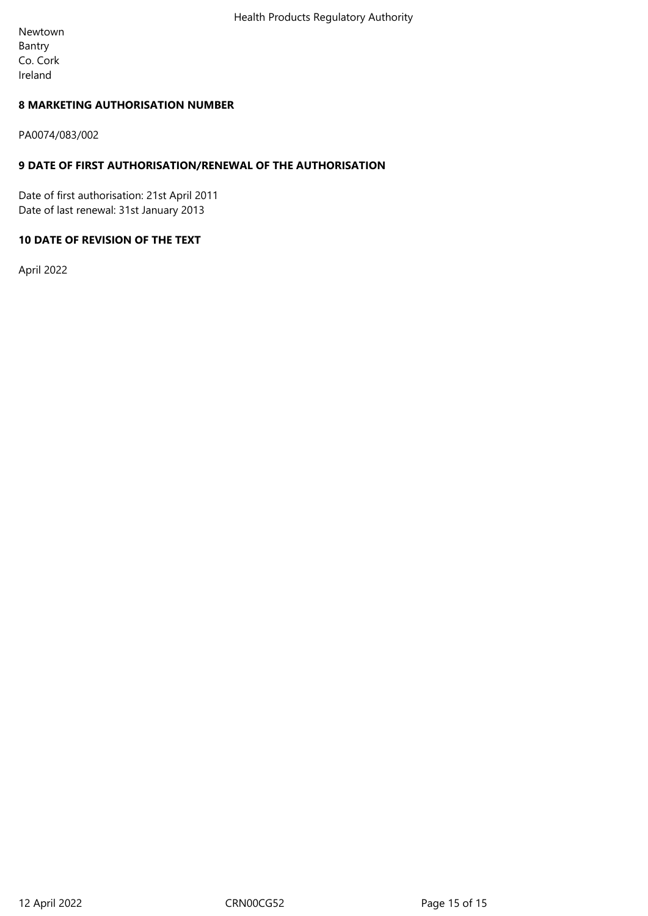Newtown
Bantry
Co. Cork
Ireland

## 8 MARKETING AUTHORISATION NUMBER

PA0074/083/002

## 9 DATE OF FIRST AUTHORISATION/RENEWAL OF THE AUTHORISATION

Date of first authorisation: 21st April 2011
Date of last renewal: 31st January 2013

## 10 DATE OF REVISION OF THE TEXT

April 2022